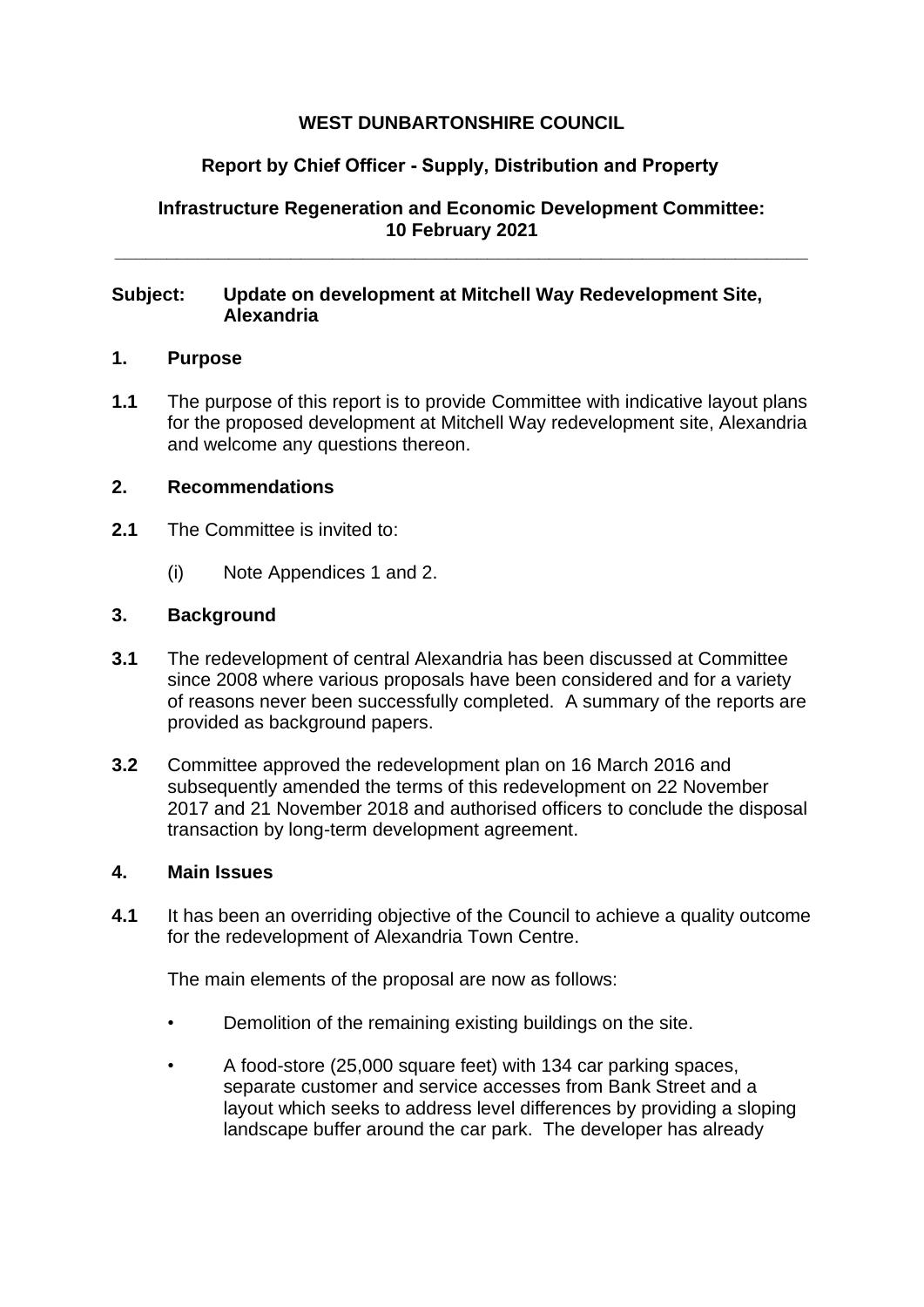**WEST DUNBARTONSHIRE COUNCIL**

**Report by Chief Officer - Supply, Distribution and Property**

**Infrastructure Regeneration and Economic Development Committee: 10 February 2021**

---

**Subject: Update on development at Mitchell Way Redevelopment Site, Alexandria**

## 1. Purpose

**1.1** The purpose of this report is to provide Committee with indicative layout plans for the proposed development at Mitchell Way redevelopment site, Alexandria and welcome any questions thereon.

## 2. Recommendations

**2.1** The Committee is invited to:

(i) Note Appendices 1 and 2.

## 3. Background

**3.1** The redevelopment of central Alexandria has been discussed at Committee since 2008 where various proposals have been considered and for a variety of reasons never been successfully completed. A summary of the reports are provided as background papers.

**3.2** Committee approved the redevelopment plan on 16 March 2016 and subsequently amended the terms of this redevelopment on 22 November 2017 and 21 November 2018 and authorised officers to conclude the disposal transaction by long-term development agreement.

## 4. Main Issues

**4.1** It has been an overriding objective of the Council to achieve a quality outcome for the redevelopment of Alexandria Town Centre.

The main elements of the proposal are now as follows:

- Demolition of the remaining existing buildings on the site.
- A food-store (25,000 square feet) with 134 car parking spaces, separate customer and service accesses from Bank Street and a layout which seeks to address level differences by providing a sloping landscape buffer around the car park. The developer has already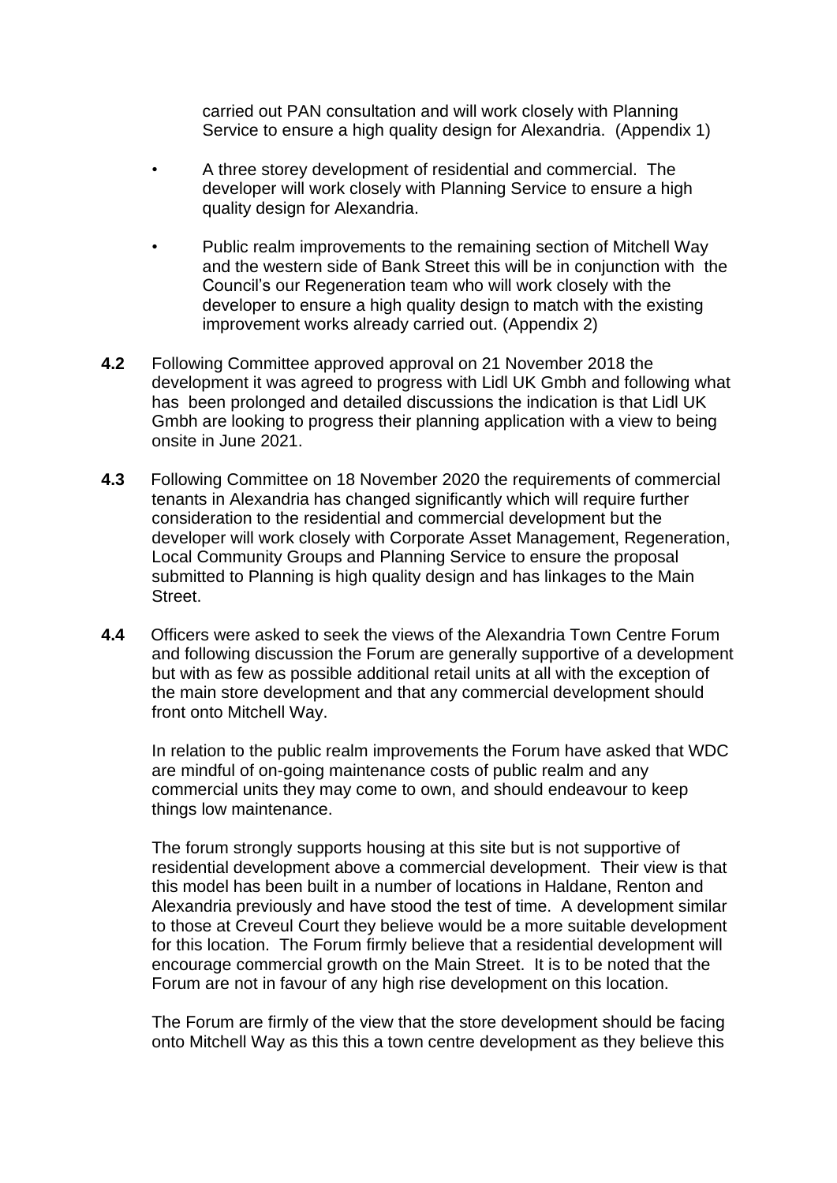carried out PAN consultation and will work closely with Planning Service to ensure a high quality design for Alexandria. (Appendix 1)

- A three storey development of residential and commercial. The developer will work closely with Planning Service to ensure a high quality design for Alexandria.
- Public realm improvements to the remaining section of Mitchell Way and the western side of Bank Street this will be in conjunction with the Council's our Regeneration team who will work closely with the developer to ensure a high quality design to match with the existing improvement works already carried out. (Appendix 2)

**4.2** Following Committee approved approval on 21 November 2018 the development it was agreed to progress with Lidl UK Gmbh and following what has been prolonged and detailed discussions the indication is that Lidl UK Gmbh are looking to progress their planning application with a view to being onsite in June 2021.

**4.3** Following Committee on 18 November 2020 the requirements of commercial tenants in Alexandria has changed significantly which will require further consideration to the residential and commercial development but the developer will work closely with Corporate Asset Management, Regeneration, Local Community Groups and Planning Service to ensure the proposal submitted to Planning is high quality design and has linkages to the Main Street.

**4.4** Officers were asked to seek the views of the Alexandria Town Centre Forum and following discussion the Forum are generally supportive of a development but with as few as possible additional retail units at all with the exception of the main store development and that any commercial development should front onto Mitchell Way.

In relation to the public realm improvements the Forum have asked that WDC are mindful of on-going maintenance costs of public realm and any commercial units they may come to own, and should endeavour to keep things low maintenance.

The forum strongly supports housing at this site but is not supportive of residential development above a commercial development. Their view is that this model has been built in a number of locations in Haldane, Renton and Alexandria previously and have stood the test of time. A development similar to those at Creveul Court they believe would be a more suitable development for this location. The Forum firmly believe that a residential development will encourage commercial growth on the Main Street. It is to be noted that the Forum are not in favour of any high rise development on this location.

The Forum are firmly of the view that the store development should be facing onto Mitchell Way as this this a town centre development as they believe this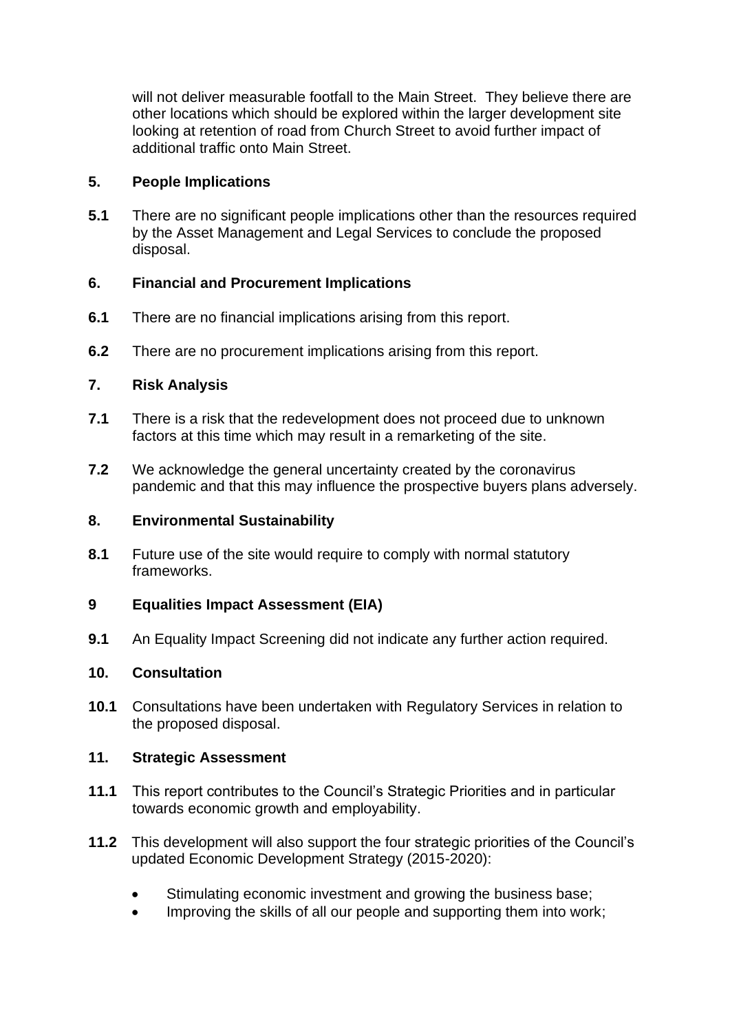will not deliver measurable footfall to the Main Street. They believe there are other locations which should be explored within the larger development site looking at retention of road from Church Street to avoid further impact of additional traffic onto Main Street.

## 5. People Implications

**5.1** There are no significant people implications other than the resources required by the Asset Management and Legal Services to conclude the proposed disposal.

## 6. Financial and Procurement Implications

**6.1** There are no financial implications arising from this report.

**6.2** There are no procurement implications arising from this report.

## 7. Risk Analysis

**7.1** There is a risk that the redevelopment does not proceed due to unknown factors at this time which may result in a remarketing of the site.

**7.2** We acknowledge the general uncertainty created by the coronavirus pandemic and that this may influence the prospective buyers plans adversely.

## 8. Environmental Sustainability

**8.1** Future use of the site would require to comply with normal statutory frameworks.

## 9 Equalities Impact Assessment (EIA)

**9.1** An Equality Impact Screening did not indicate any further action required.

## 10. Consultation

**10.1** Consultations have been undertaken with Regulatory Services in relation to the proposed disposal.

## 11. Strategic Assessment

**11.1** This report contributes to the Council's Strategic Priorities and in particular towards economic growth and employability.

**11.2** This development will also support the four strategic priorities of the Council's updated Economic Development Strategy (2015-2020):

- Stimulating economic investment and growing the business base;
- Improving the skills of all our people and supporting them into work;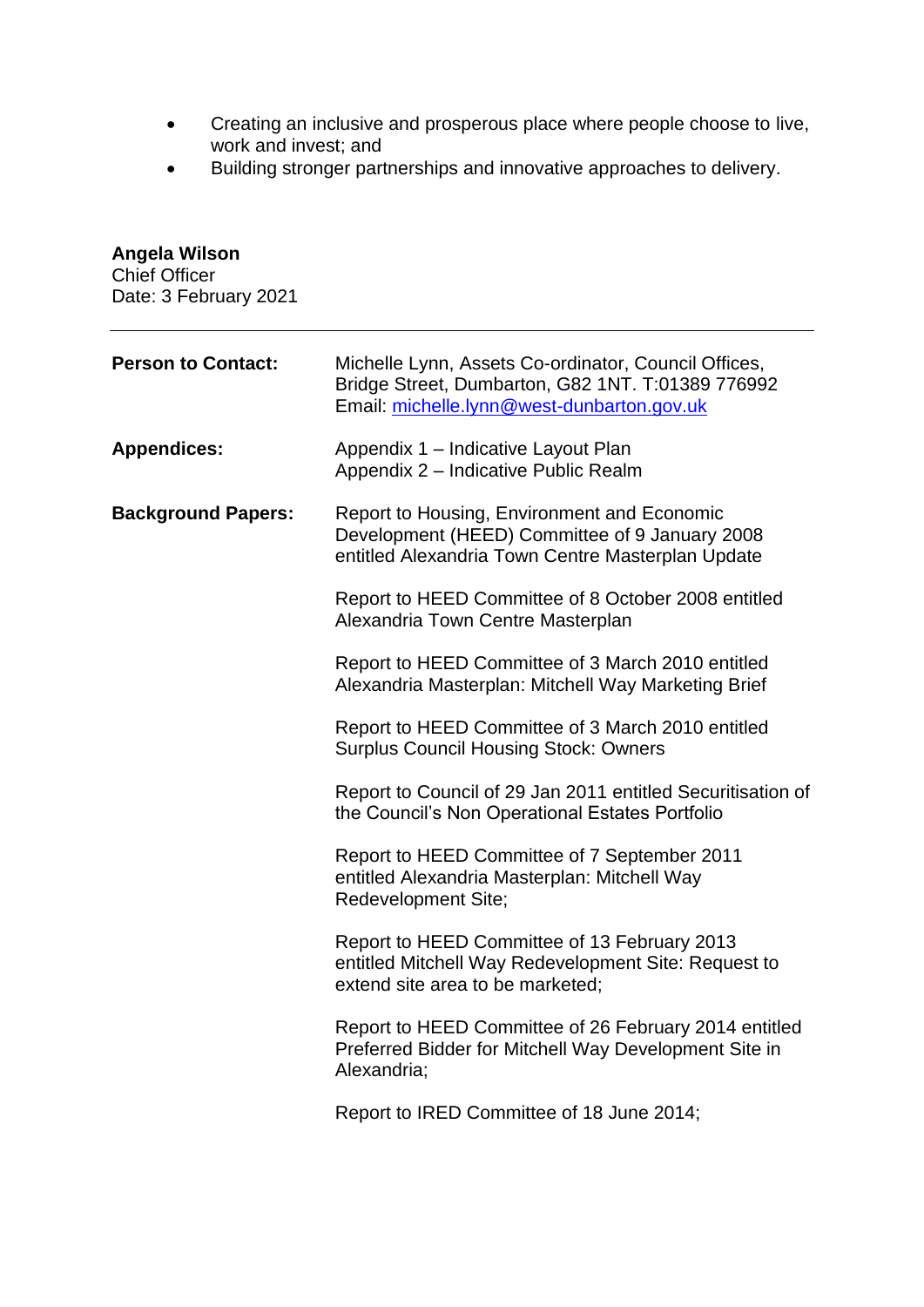- Creating an inclusive and prosperous place where people choose to live, work and invest; and
- Building stronger partnerships and innovative approaches to delivery.

**Angela Wilson**
Chief Officer
Date: 3 February 2021

---

| | |
|---|---|
| **Person to Contact:** | Michelle Lynn, Assets Co-ordinator, Council Offices, Bridge Street, Dumbarton, G82 1NT. T:01389 776992 Email: michelle.lynn@west-dunbarton.gov.uk |
| **Appendices:** | Appendix 1 – Indicative Layout Plan<br>Appendix 2 – Indicative Public Realm |
| **Background Papers:** | Report to Housing, Environment and Economic Development (HEED) Committee of 9 January 2008 entitled Alexandria Town Centre Masterplan Update<br><br>Report to HEED Committee of 8 October 2008 entitled Alexandria Town Centre Masterplan<br><br>Report to HEED Committee of 3 March 2010 entitled Alexandria Masterplan: Mitchell Way Marketing Brief<br><br>Report to HEED Committee of 3 March 2010 entitled Surplus Council Housing Stock: Owners<br><br>Report to Council of 29 Jan 2011 entitled Securitisation of the Council's Non Operational Estates Portfolio<br><br>Report to HEED Committee of 7 September 2011 entitled Alexandria Masterplan: Mitchell Way Redevelopment Site;<br><br>Report to HEED Committee of 13 February 2013 entitled Mitchell Way Redevelopment Site: Request to extend site area to be marketed;<br><br>Report to HEED Committee of 26 February 2014 entitled Preferred Bidder for Mitchell Way Development Site in Alexandria;<br><br>Report to IRED Committee of 18 June 2014; |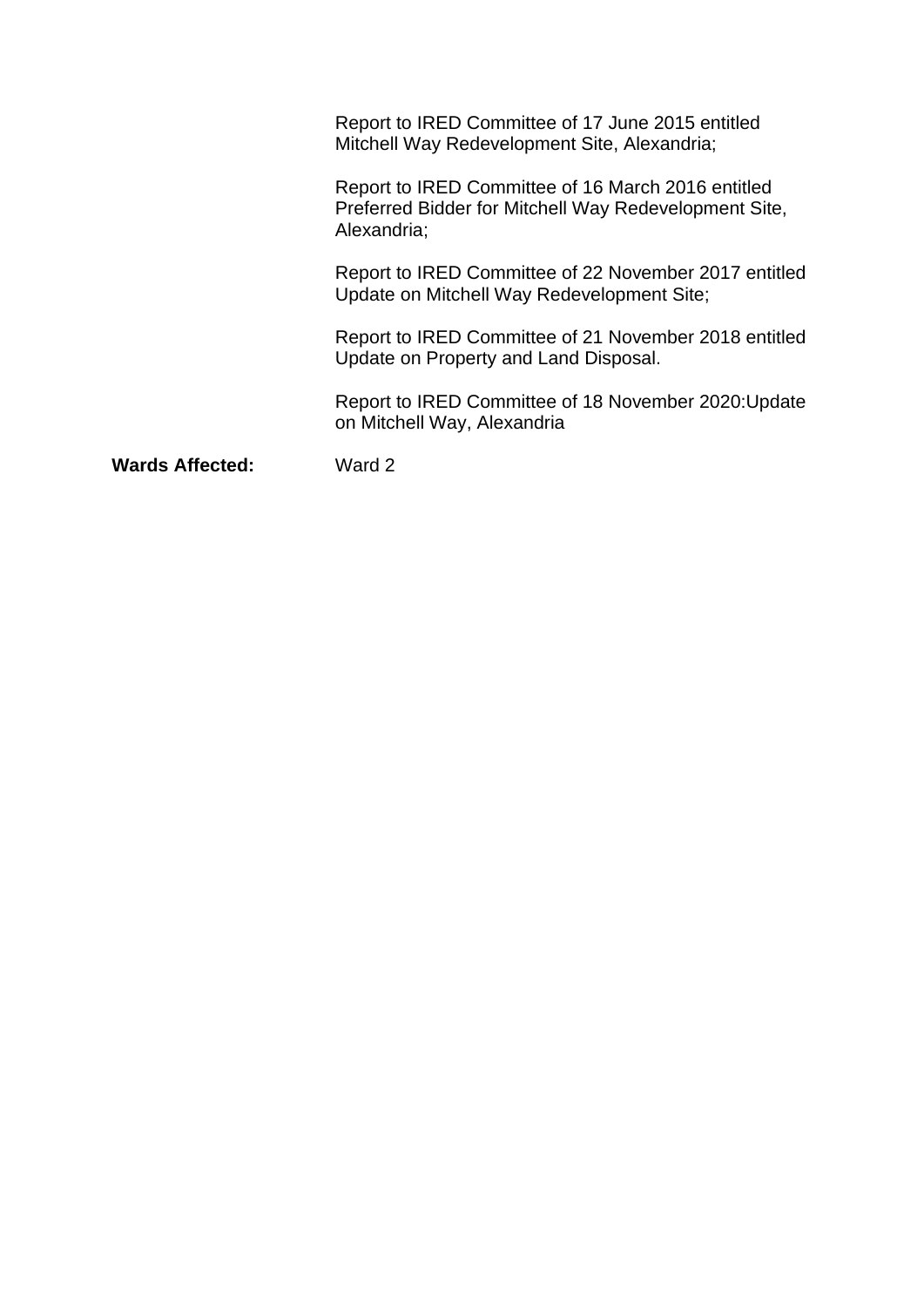Report to IRED Committee of 17 June 2015 entitled Mitchell Way Redevelopment Site, Alexandria;

Report to IRED Committee of 16 March 2016 entitled Preferred Bidder for Mitchell Way Redevelopment Site, Alexandria;

Report to IRED Committee of 22 November 2017 entitled Update on Mitchell Way Redevelopment Site;

Report to IRED Committee of 21 November 2018 entitled Update on Property and Land Disposal.

Report to IRED Committee of 18 November 2020:Update on Mitchell Way, Alexandria

**Wards Affected:** Ward 2